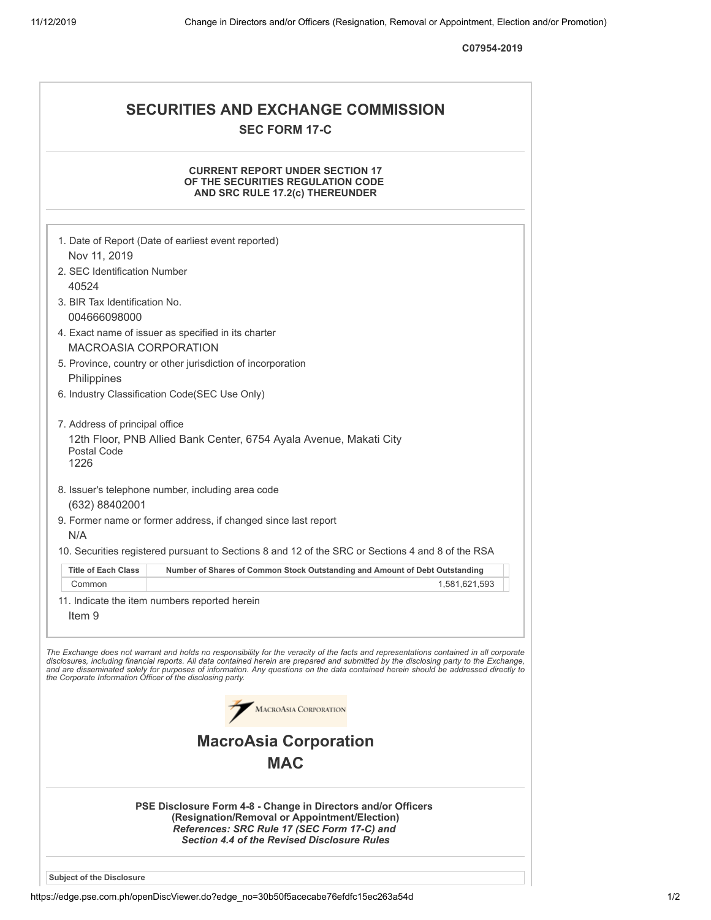C07954-2019

# SECURITIES AND EXCHANGE COMMISSION

## SEC FORM 17-C

### CURRENT REPORT UNDER SECTION 17 OF THE SECURITIES REGULATION CODE AND SRC RULE 17.2(c) THEREUNDER

1. Date of Report (Date of earliest event reported)
   Nov 11, 2019
2. SEC Identification Number
   40524
3. BIR Tax Identification No.
   004666098000
4. Exact name of issuer as specified in its charter
   MACROASIA CORPORATION
5. Province, country or other jurisdiction of incorporation
   Philippines
6. Industry Classification Code(SEC Use Only)

7. Address of principal office
   12th Floor, PNB Allied Bank Center, 6754 Ayala Avenue, Makati City
   Postal Code
   1226
8. Issuer's telephone number, including area code
   (632) 88402001
9. Former name or former address, if changed since last report
   N/A
10. Securities registered pursuant to Sections 8 and 12 of the SRC or Sections 4 and 8 of the RSA

| Title of Each Class | Number of Shares of Common Stock Outstanding and Amount of Debt Outstanding |
|---|---|
| Common | 1,581,621,593 |

11. Indicate the item numbers reported herein
    Item 9

*The Exchange does not warrant and holds no responsibility for the veracity of the facts and representations contained in all corporate disclosures, including financial reports. All data contained herein are prepared and submitted by the disclosing party to the Exchange, and are disseminated solely for purposes of information. Any questions on the data contained herein should be addressed directly to the Corporate Information Officer of the disclosing party.*

# MacroAsia Corporation

# MAC

### PSE Disclosure Form 4-8 - Change in Directors and/or Officers (Resignation/Removal or Appointment/Election)

***References: SRC Rule 17 (SEC Form 17-C) and Section 4.4 of the Revised Disclosure Rules***

**Subject of the Disclosure**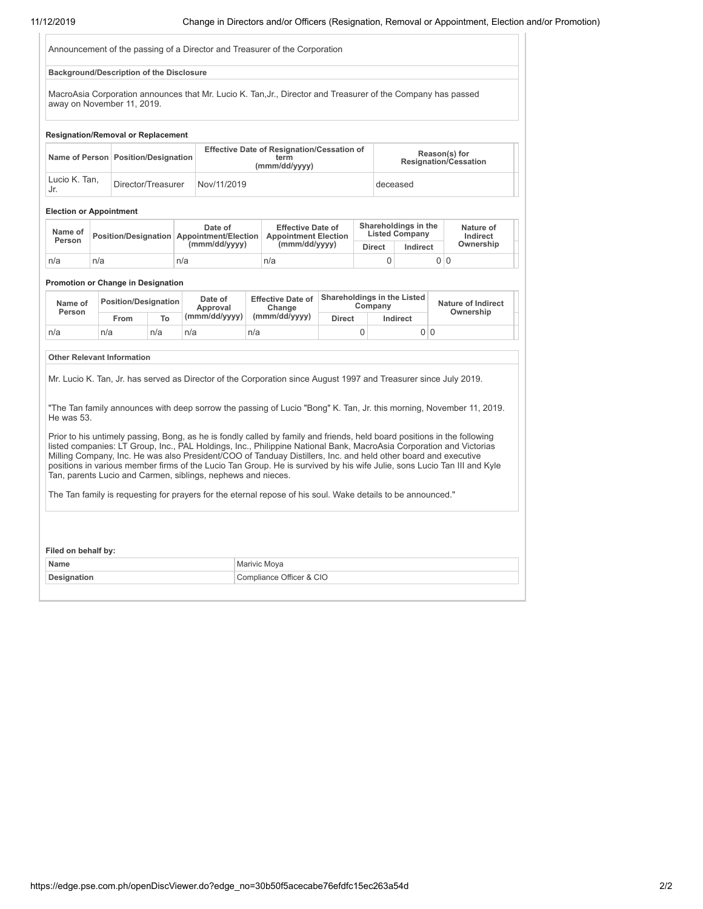Announcement of the passing of a Director and Treasurer of the Corporation

**Background/Description of the Disclosure**

MacroAsia Corporation announces that Mr. Lucio K. Tan,Jr., Director and Treasurer of the Company has passed away on November 11, 2019.

**Resignation/Removal or Replacement**

| Name of Person | Position/Designation | Effective Date of Resignation/Cessation of term (mmm/dd/yyyy) | Reason(s) for Resignation/Cessation |
|---|---|---|---|
| Lucio K. Tan, Jr. | Director/Treasurer | Nov/11/2019 | deceased |

**Election or Appointment**

| Name of Person | Position/Designation | Date of Appointment/Election (mmm/dd/yyyy) | Effective Date of Appointment Election (mmm/dd/yyyy) | Shareholdings in the Listed Company | | Nature of Indirect Ownership |
|---|---|---|---|---|---|---|
| | | | | Direct | Indirect | |
| n/a | n/a | n/a | n/a | 0 | 0 | 0 |

**Promotion or Change in Designation**

| Name of Person | Position/Designation | | Date of Approval (mmm/dd/yyyy) | Effective Date of Change (mmm/dd/yyyy) | Shareholdings in the Listed Company | | Nature of Indirect Ownership |
|---|---|---|---|---|---|---|---|
| | From | To | | | Direct | Indirect | |
| n/a | n/a | n/a | n/a | n/a | 0 | 0 | 0 |

**Other Relevant Information**

Mr. Lucio K. Tan, Jr. has served as Director of the Corporation since August 1997 and Treasurer since July 2019.

"The Tan family announces with deep sorrow the passing of Lucio "Bong" K. Tan, Jr. this morning, November 11, 2019. He was 53.

Prior to his untimely passing, Bong, as he is fondly called by family and friends, held board positions in the following listed companies: LT Group, Inc., PAL Holdings, Inc., Philippine National Bank, MacroAsia Corporation and Victorias Milling Company, Inc. He was also President/COO of Tanduay Distillers, Inc. and held other board and executive positions in various member firms of the Lucio Tan Group. He is survived by his wife Julie, sons Lucio Tan III and Kyle Tan, parents Lucio and Carmen, siblings, nephews and nieces.

The Tan family is requesting for prayers for the eternal repose of his soul. Wake details to be announced."

**Filed on behalf by:**

| | |
|---|---|
| Name | Marivic Moya |
| Designation | Compliance Officer & CIO |